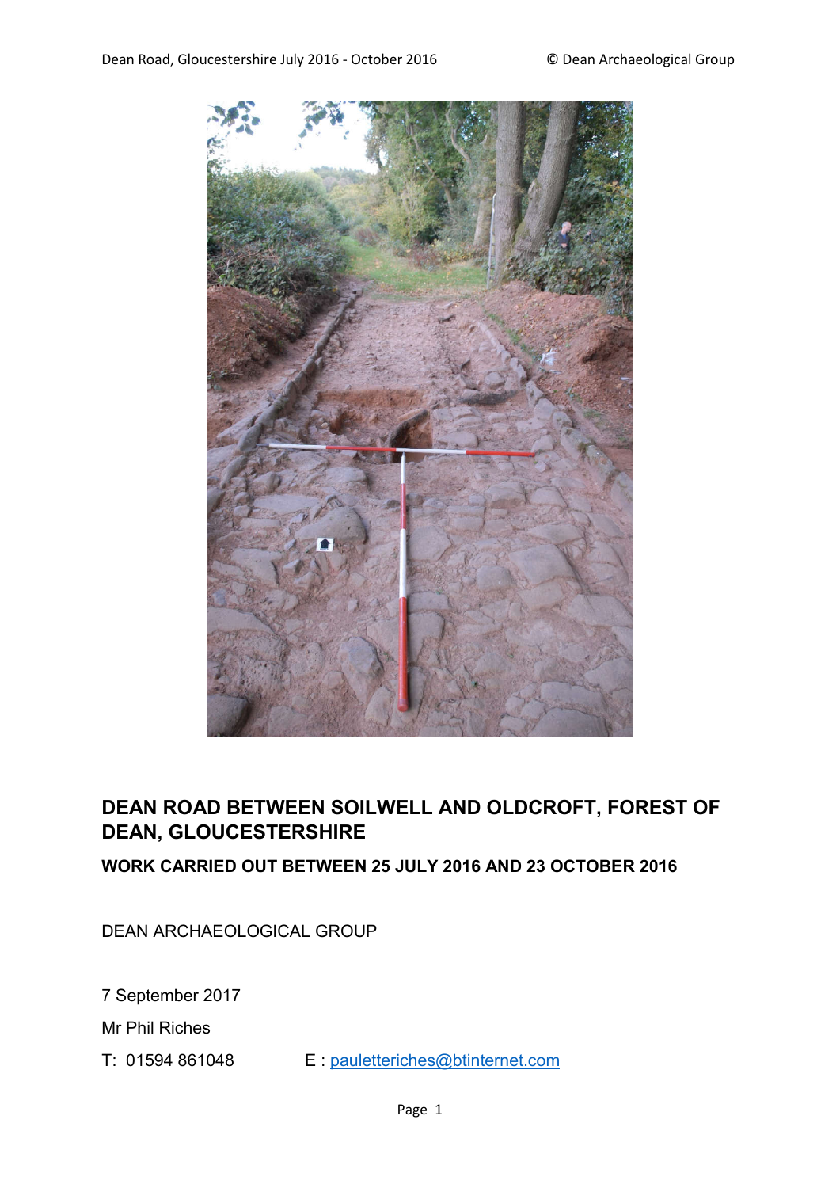# DEAN ROAD BETWEEN SOILWELL AND OLDCROFT, FOREST OF DEAN, GLOUCESTERSHIRE

## WORK CARRIED OUT BETWEEN 25 JULY 2016 AND 23 OCTOBER 2016

DEAN ARCHAEOLOGICAL GROUP

7 September 2017

Mr Phil Riches

T: 01594 861048 E : pauletteriches@btinternet.com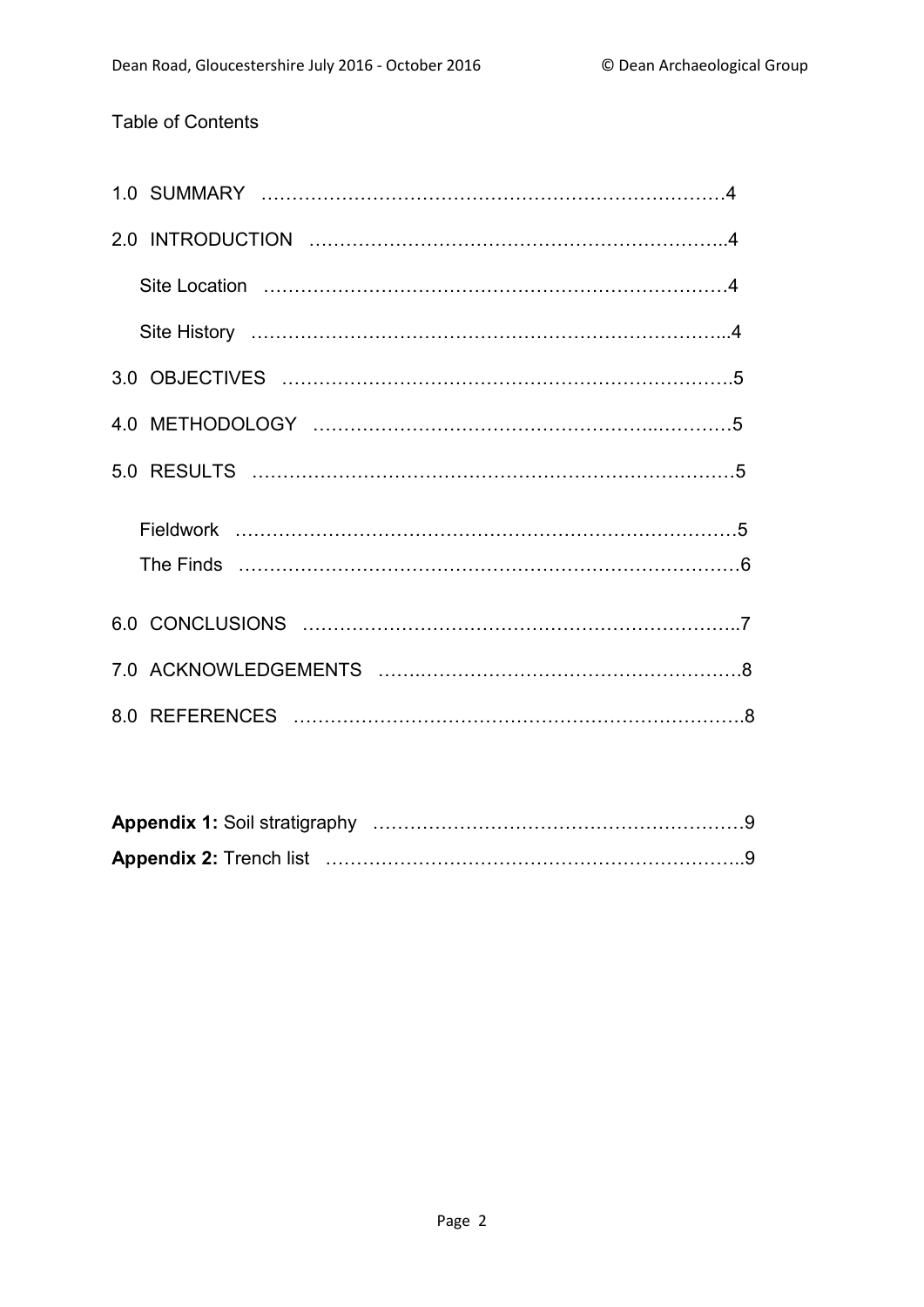Table of Contents

1.0 SUMMARY ……………………………………………………………………4

2.0 INTRODUCTION …………………………………………………………..4

Site Location ………………………………………………………………4

Site History ……………………………………………………………………...4

3.0 OBJECTIVES ……………………………………………………………….5

4.0 METHODOLOGY ……………………………………………..…………5

5.0 RESULTS ……………………………………………………………………5

Fieldwork ……………………………………………………………………5

The Finds ……………………………………………………………………6

6.0 CONCLUSIONS …………………………………………………………..7

7.0 ACKNOWLEDGEMENTS ……..……………………………………………8

8.0 REFERENCES ……………………………………………………………….8

**Appendix 1:** Soil stratigraphy ……………………………………………………9

**Appendix 2:** Trench list …………………………………………………………..9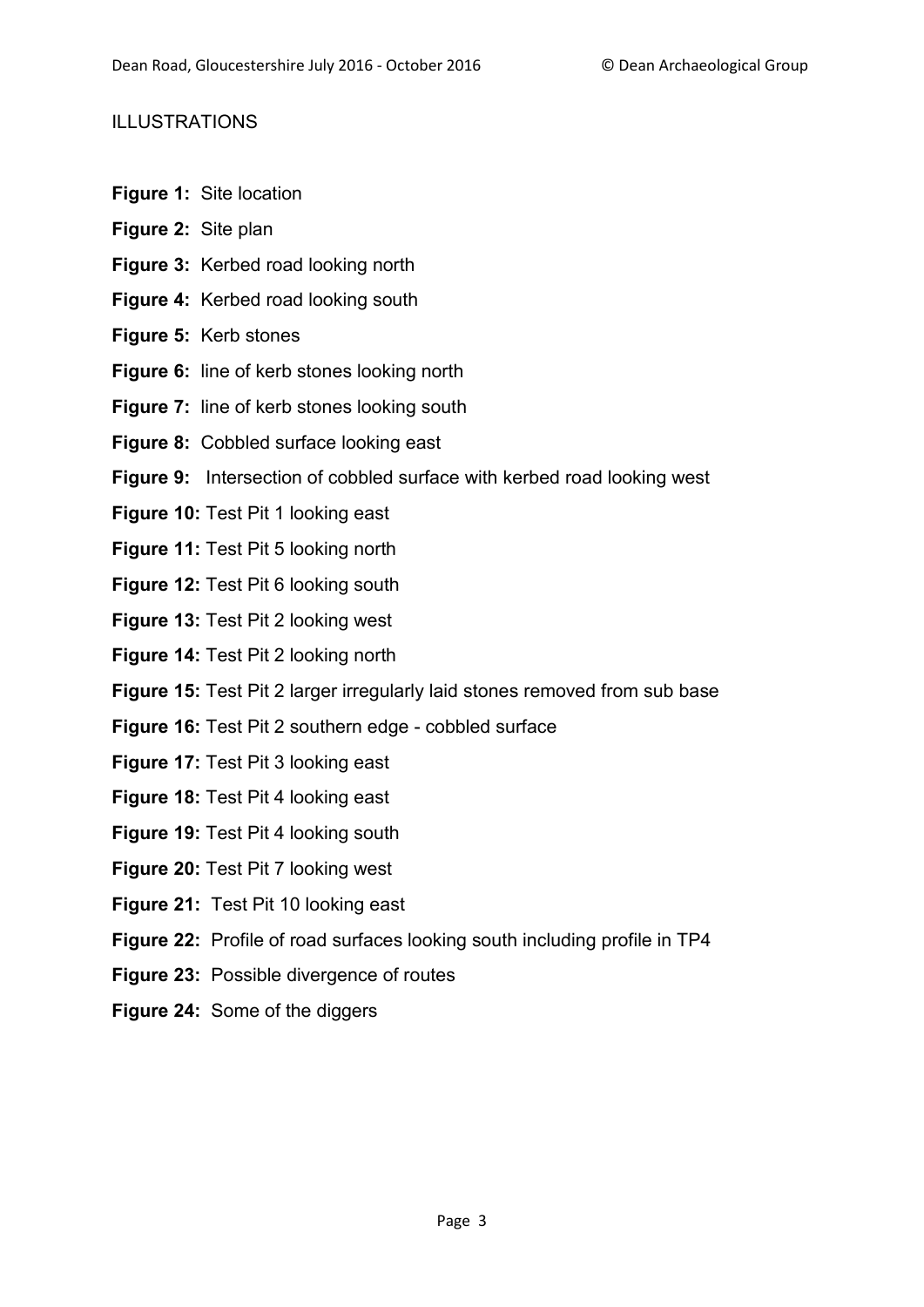## ILLUSTRATIONS

**Figure 1:** Site location

**Figure 2:** Site plan

**Figure 3:** Kerbed road looking north

**Figure 4:** Kerbed road looking south

**Figure 5:** Kerb stones

**Figure 6:** line of kerb stones looking north

**Figure 7:** line of kerb stones looking south

**Figure 8:** Cobbled surface looking east

**Figure 9:** Intersection of cobbled surface with kerbed road looking west

**Figure 10:** Test Pit 1 looking east

**Figure 11:** Test Pit 5 looking north

**Figure 12:** Test Pit 6 looking south

**Figure 13:** Test Pit 2 looking west

**Figure 14:** Test Pit 2 looking north

**Figure 15:** Test Pit 2 larger irregularly laid stones removed from sub base

**Figure 16:** Test Pit 2 southern edge - cobbled surface

**Figure 17:** Test Pit 3 looking east

**Figure 18:** Test Pit 4 looking east

**Figure 19:** Test Pit 4 looking south

**Figure 20:** Test Pit 7 looking west

**Figure 21:** Test Pit 10 looking east

**Figure 22:** Profile of road surfaces looking south including profile in TP4

**Figure 23:** Possible divergence of routes

**Figure 24:** Some of the diggers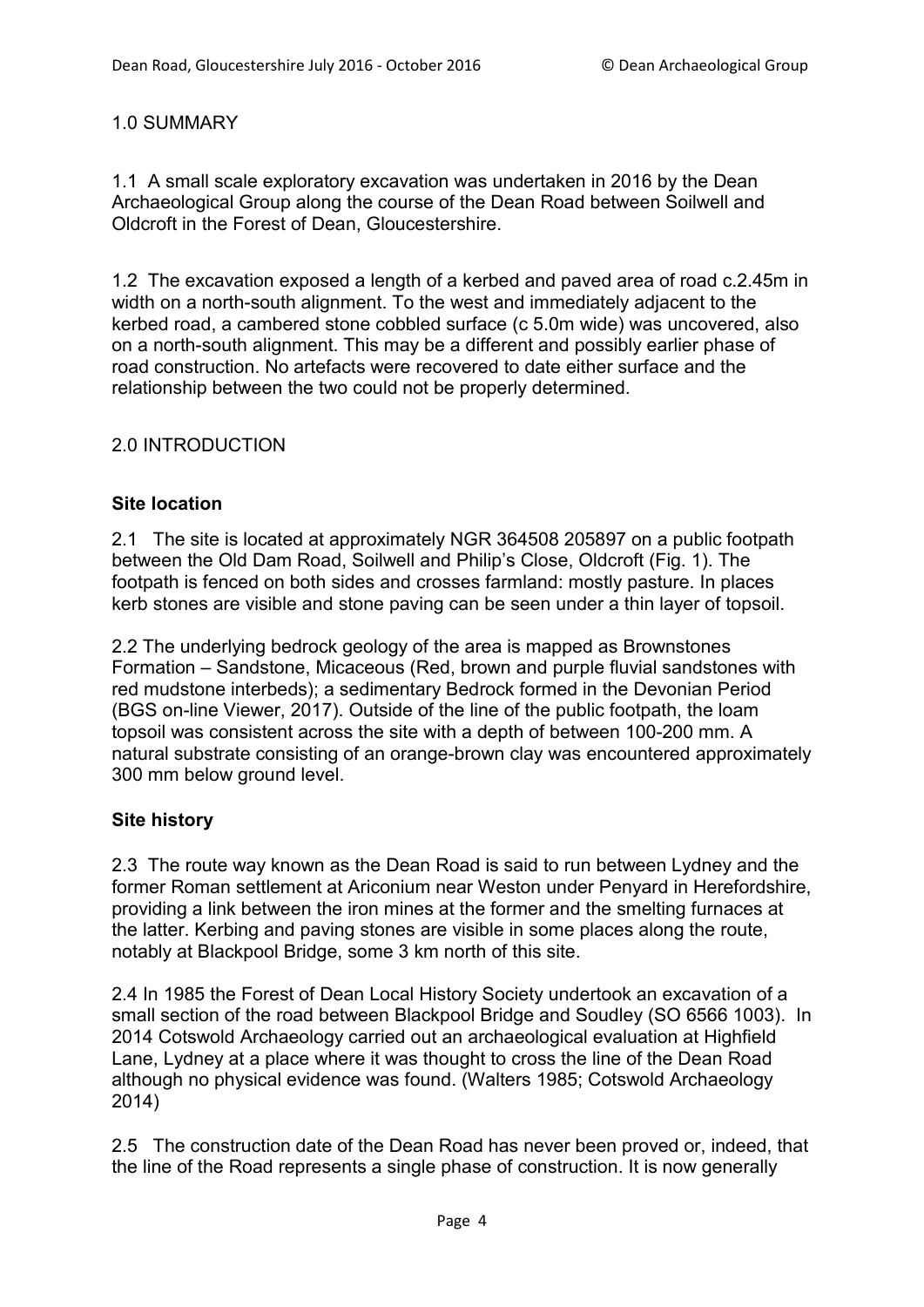## 1.0 SUMMARY

1.1 A small scale exploratory excavation was undertaken in 2016 by the Dean Archaeological Group along the course of the Dean Road between Soilwell and Oldcroft in the Forest of Dean, Gloucestershire.

1.2 The excavation exposed a length of a kerbed and paved area of road c.2.45m in width on a north-south alignment. To the west and immediately adjacent to the kerbed road, a cambered stone cobbled surface (c 5.0m wide) was uncovered, also on a north-south alignment. This may be a different and possibly earlier phase of road construction. No artefacts were recovered to date either surface and the relationship between the two could not be properly determined.

## 2.0 INTRODUCTION

### Site location

2.1 The site is located at approximately NGR 364508 205897 on a public footpath between the Old Dam Road, Soilwell and Philip's Close, Oldcroft (Fig. 1). The footpath is fenced on both sides and crosses farmland: mostly pasture. In places kerb stones are visible and stone paving can be seen under a thin layer of topsoil.

2.2 The underlying bedrock geology of the area is mapped as Brownstones Formation – Sandstone, Micaceous (Red, brown and purple fluvial sandstones with red mudstone interbeds); a sedimentary Bedrock formed in the Devonian Period (BGS on-line Viewer, 2017). Outside of the line of the public footpath, the loam topsoil was consistent across the site with a depth of between 100-200 mm. A natural substrate consisting of an orange-brown clay was encountered approximately 300 mm below ground level.

### Site history

2.3 The route way known as the Dean Road is said to run between Lydney and the former Roman settlement at Ariconium near Weston under Penyard in Herefordshire, providing a link between the iron mines at the former and the smelting furnaces at the latter. Kerbing and paving stones are visible in some places along the route, notably at Blackpool Bridge, some 3 km north of this site.

2.4 In 1985 the Forest of Dean Local History Society undertook an excavation of a small section of the road between Blackpool Bridge and Soudley (SO 6566 1003). In 2014 Cotswold Archaeology carried out an archaeological evaluation at Highfield Lane, Lydney at a place where it was thought to cross the line of the Dean Road although no physical evidence was found. (Walters 1985; Cotswold Archaeology 2014)

2.5 The construction date of the Dean Road has never been proved or, indeed, that the line of the Road represents a single phase of construction. It is now generally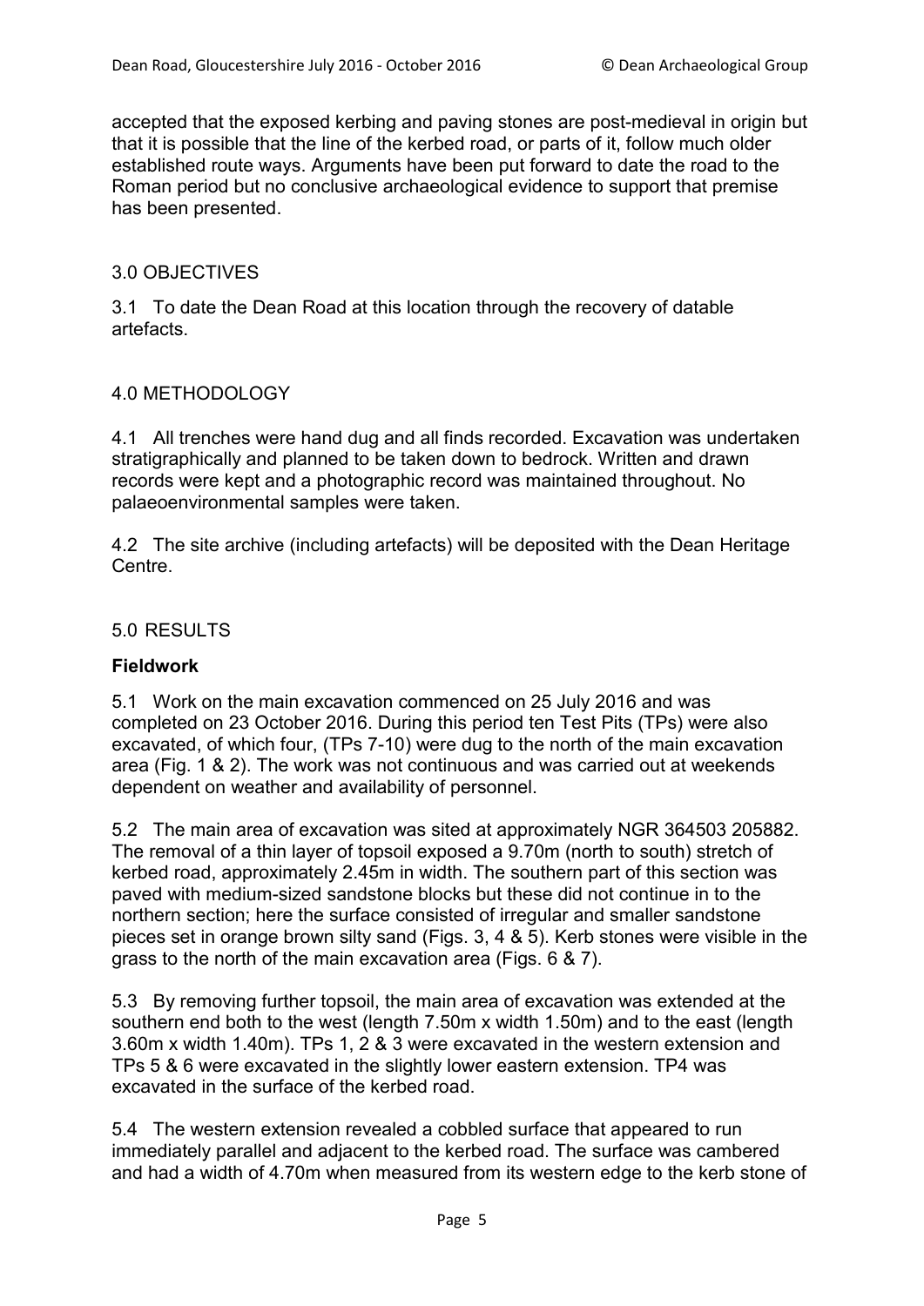accepted that the exposed kerbing and paving stones are post-medieval in origin but that it is possible that the line of the kerbed road, or parts of it, follow much older established route ways. Arguments have been put forward to date the road to the Roman period but no conclusive archaeological evidence to support that premise has been presented.

## 3.0 OBJECTIVES

3.1 To date the Dean Road at this location through the recovery of datable artefacts.

## 4.0 METHODOLOGY

4.1 All trenches were hand dug and all finds recorded. Excavation was undertaken stratigraphically and planned to be taken down to bedrock. Written and drawn records were kept and a photographic record was maintained throughout. No palaeoenvironmental samples were taken.

4.2 The site archive (including artefacts) will be deposited with the Dean Heritage Centre.

## 5.0 RESULTS

### Fieldwork

5.1 Work on the main excavation commenced on 25 July 2016 and was completed on 23 October 2016. During this period ten Test Pits (TPs) were also excavated, of which four, (TPs 7-10) were dug to the north of the main excavation area (Fig. 1 & 2). The work was not continuous and was carried out at weekends dependent on weather and availability of personnel.

5.2 The main area of excavation was sited at approximately NGR 364503 205882. The removal of a thin layer of topsoil exposed a 9.70m (north to south) stretch of kerbed road, approximately 2.45m in width. The southern part of this section was paved with medium-sized sandstone blocks but these did not continue in to the northern section; here the surface consisted of irregular and smaller sandstone pieces set in orange brown silty sand (Figs. 3, 4 & 5). Kerb stones were visible in the grass to the north of the main excavation area (Figs. 6 & 7).

5.3 By removing further topsoil, the main area of excavation was extended at the southern end both to the west (length 7.50m x width 1.50m) and to the east (length 3.60m x width 1.40m). TPs 1, 2 & 3 were excavated in the western extension and TPs 5 & 6 were excavated in the slightly lower eastern extension. TP4 was excavated in the surface of the kerbed road.

5.4 The western extension revealed a cobbled surface that appeared to run immediately parallel and adjacent to the kerbed road. The surface was cambered and had a width of 4.70m when measured from its western edge to the kerb stone of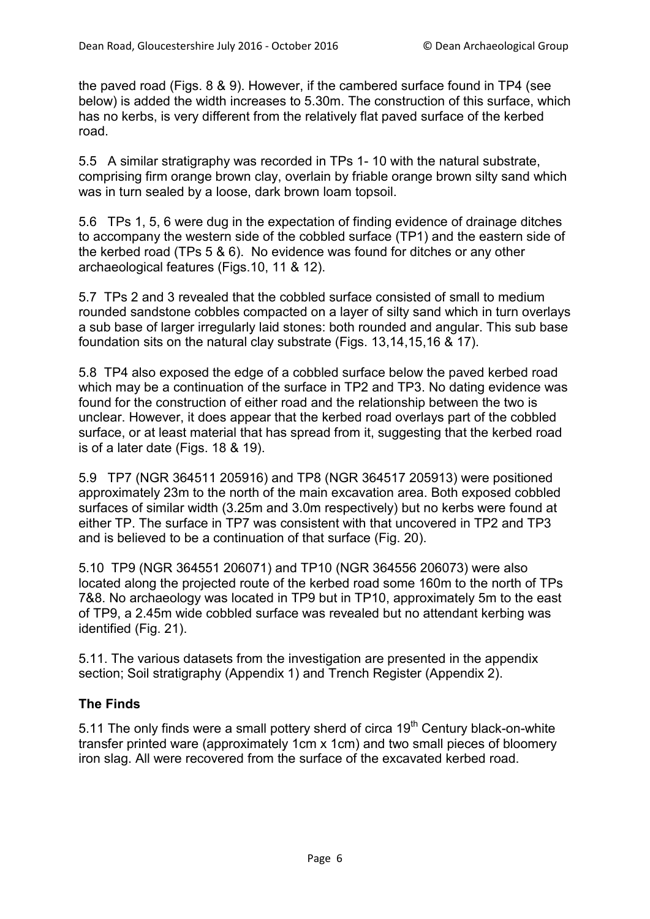the paved road (Figs. 8 & 9). However, if the cambered surface found in TP4 (see below) is added the width increases to 5.30m. The construction of this surface, which has no kerbs, is very different from the relatively flat paved surface of the kerbed road.

5.5 A similar stratigraphy was recorded in TPs 1- 10 with the natural substrate, comprising firm orange brown clay, overlain by friable orange brown silty sand which was in turn sealed by a loose, dark brown loam topsoil.

5.6 TPs 1, 5, 6 were dug in the expectation of finding evidence of drainage ditches to accompany the western side of the cobbled surface (TP1) and the eastern side of the kerbed road (TPs 5 & 6). No evidence was found for ditches or any other archaeological features (Figs.10, 11 & 12).

5.7 TPs 2 and 3 revealed that the cobbled surface consisted of small to medium rounded sandstone cobbles compacted on a layer of silty sand which in turn overlays a sub base of larger irregularly laid stones: both rounded and angular. This sub base foundation sits on the natural clay substrate (Figs. 13,14,15,16 & 17).

5.8 TP4 also exposed the edge of a cobbled surface below the paved kerbed road which may be a continuation of the surface in TP2 and TP3. No dating evidence was found for the construction of either road and the relationship between the two is unclear. However, it does appear that the kerbed road overlays part of the cobbled surface, or at least material that has spread from it, suggesting that the kerbed road is of a later date (Figs. 18 & 19).

5.9 TP7 (NGR 364511 205916) and TP8 (NGR 364517 205913) were positioned approximately 23m to the north of the main excavation area. Both exposed cobbled surfaces of similar width (3.25m and 3.0m respectively) but no kerbs were found at either TP. The surface in TP7 was consistent with that uncovered in TP2 and TP3 and is believed to be a continuation of that surface (Fig. 20).

5.10 TP9 (NGR 364551 206071) and TP10 (NGR 364556 206073) were also located along the projected route of the kerbed road some 160m to the north of TPs 7&8. No archaeology was located in TP9 but in TP10, approximately 5m to the east of TP9, a 2.45m wide cobbled surface was revealed but no attendant kerbing was identified (Fig. 21).

5.11. The various datasets from the investigation are presented in the appendix section; Soil stratigraphy (Appendix 1) and Trench Register (Appendix 2).

**The Finds**

5.11 The only finds were a small pottery sherd of circa 19th Century black-on-white transfer printed ware (approximately 1cm x 1cm) and two small pieces of bloomery iron slag. All were recovered from the surface of the excavated kerbed road.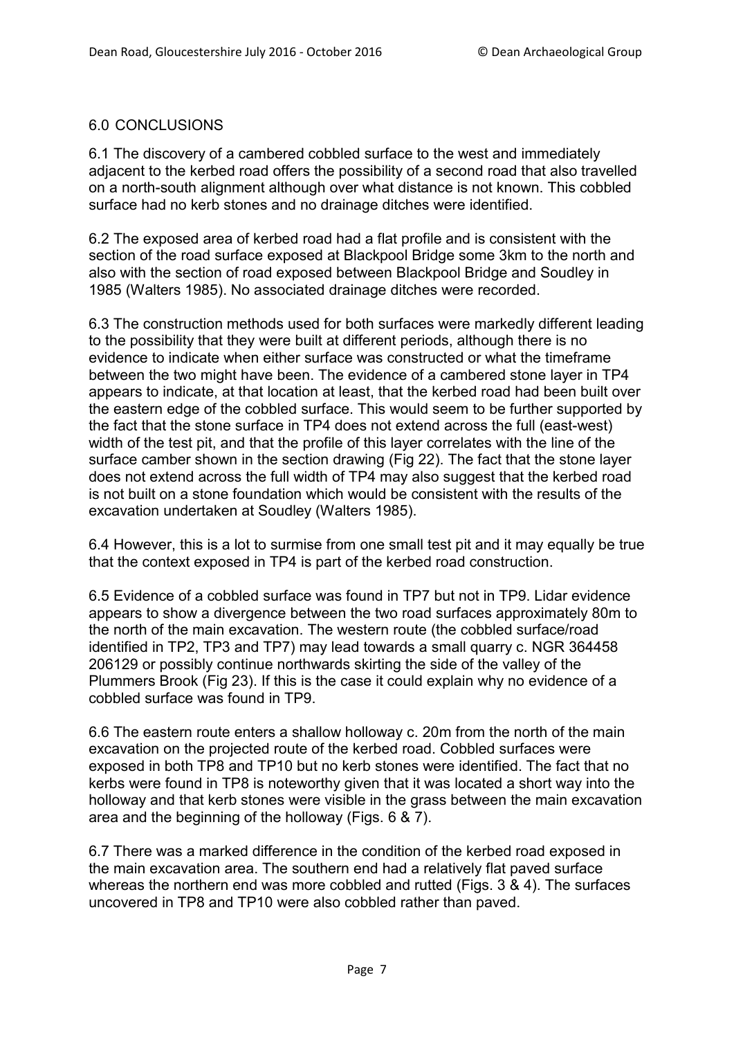## 6.0 CONCLUSIONS

6.1 The discovery of a cambered cobbled surface to the west and immediately adjacent to the kerbed road offers the possibility of a second road that also travelled on a north-south alignment although over what distance is not known. This cobbled surface had no kerb stones and no drainage ditches were identified.

6.2 The exposed area of kerbed road had a flat profile and is consistent with the section of the road surface exposed at Blackpool Bridge some 3km to the north and also with the section of road exposed between Blackpool Bridge and Soudley in 1985 (Walters 1985). No associated drainage ditches were recorded.

6.3 The construction methods used for both surfaces were markedly different leading to the possibility that they were built at different periods, although there is no evidence to indicate when either surface was constructed or what the timeframe between the two might have been. The evidence of a cambered stone layer in TP4 appears to indicate, at that location at least, that the kerbed road had been built over the eastern edge of the cobbled surface. This would seem to be further supported by the fact that the stone surface in TP4 does not extend across the full (east-west) width of the test pit, and that the profile of this layer correlates with the line of the surface camber shown in the section drawing (Fig 22). The fact that the stone layer does not extend across the full width of TP4 may also suggest that the kerbed road is not built on a stone foundation which would be consistent with the results of the excavation undertaken at Soudley (Walters 1985).

6.4 However, this is a lot to surmise from one small test pit and it may equally be true that the context exposed in TP4 is part of the kerbed road construction.

6.5 Evidence of a cobbled surface was found in TP7 but not in TP9. Lidar evidence appears to show a divergence between the two road surfaces approximately 80m to the north of the main excavation. The western route (the cobbled surface/road identified in TP2, TP3 and TP7) may lead towards a small quarry c. NGR 364458 206129 or possibly continue northwards skirting the side of the valley of the Plummers Brook (Fig 23). If this is the case it could explain why no evidence of a cobbled surface was found in TP9.

6.6 The eastern route enters a shallow holloway c. 20m from the north of the main excavation on the projected route of the kerbed road. Cobbled surfaces were exposed in both TP8 and TP10 but no kerb stones were identified. The fact that no kerbs were found in TP8 is noteworthy given that it was located a short way into the holloway and that kerb stones were visible in the grass between the main excavation area and the beginning of the holloway (Figs. 6 & 7).

6.7 There was a marked difference in the condition of the kerbed road exposed in the main excavation area. The southern end had a relatively flat paved surface whereas the northern end was more cobbled and rutted (Figs. 3 & 4). The surfaces uncovered in TP8 and TP10 were also cobbled rather than paved.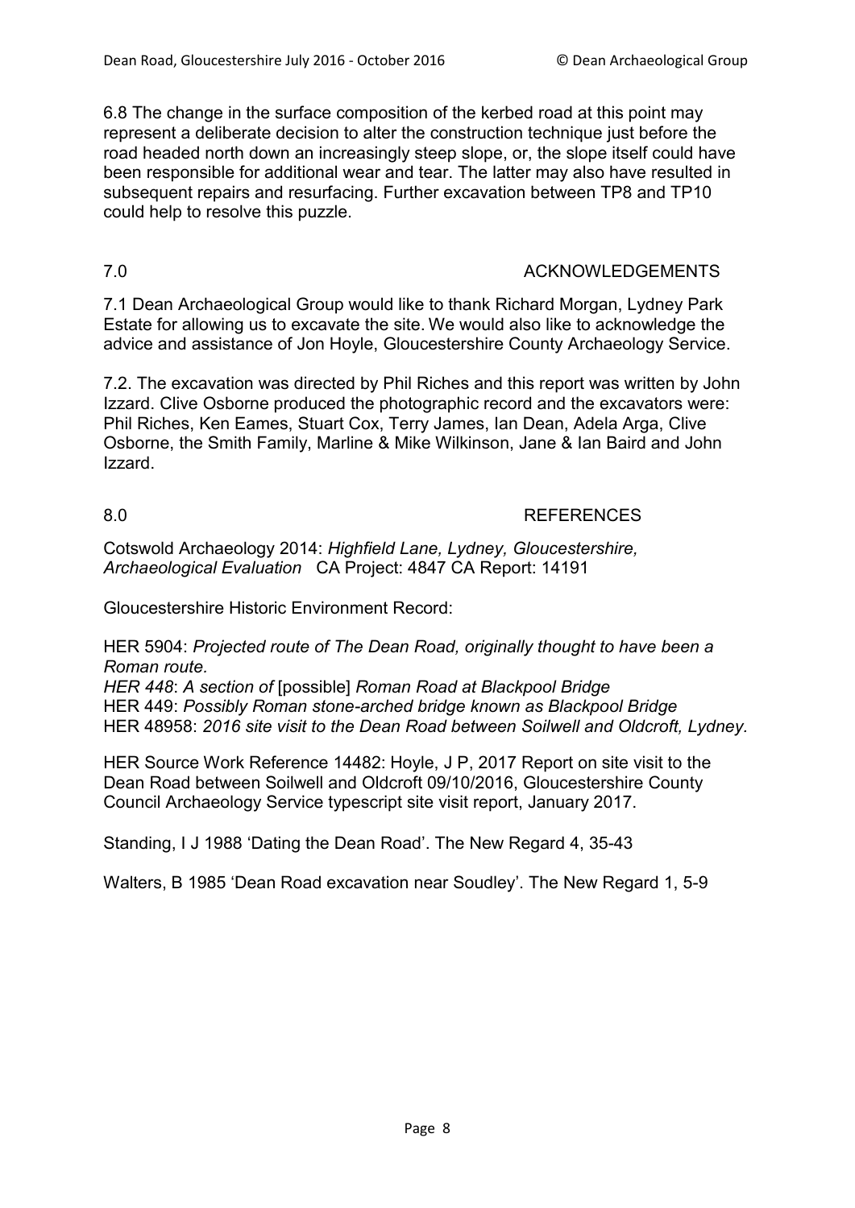6.8 The change in the surface composition of the kerbed road at this point may represent a deliberate decision to alter the construction technique just before the road headed north down an increasingly steep slope, or, the slope itself could have been responsible for additional wear and tear. The latter may also have resulted in subsequent repairs and resurfacing. Further excavation between TP8 and TP10 could help to resolve this puzzle.

## 7.0 ACKNOWLEDGEMENTS

7.1 Dean Archaeological Group would like to thank Richard Morgan, Lydney Park Estate for allowing us to excavate the site. We would also like to acknowledge the advice and assistance of Jon Hoyle, Gloucestershire County Archaeology Service.

7.2. The excavation was directed by Phil Riches and this report was written by John Izzard. Clive Osborne produced the photographic record and the excavators were: Phil Riches, Ken Eames, Stuart Cox, Terry James, Ian Dean, Adela Arga, Clive Osborne, the Smith Family, Marline & Mike Wilkinson, Jane & Ian Baird and John Izzard.

## 8.0 REFERENCES

Cotswold Archaeology 2014: *Highfield Lane, Lydney, Gloucestershire, Archaeological Evaluation* CA Project: 4847 CA Report: 14191

Gloucestershire Historic Environment Record:

HER 5904: *Projected route of The Dean Road, originally thought to have been a Roman route.*
*HER 448*: *A section of* [possible] *Roman Road at Blackpool Bridge*
HER 449: *Possibly Roman stone-arched bridge known as Blackpool Bridge*
HER 48958: *2016 site visit to the Dean Road between Soilwell and Oldcroft, Lydney.*

HER Source Work Reference 14482: Hoyle, J P, 2017 Report on site visit to the Dean Road between Soilwell and Oldcroft 09/10/2016, Gloucestershire County Council Archaeology Service typescript site visit report, January 2017.

Standing, I J 1988 'Dating the Dean Road'. The New Regard 4, 35-43

Walters, B 1985 'Dean Road excavation near Soudley'. The New Regard 1, 5-9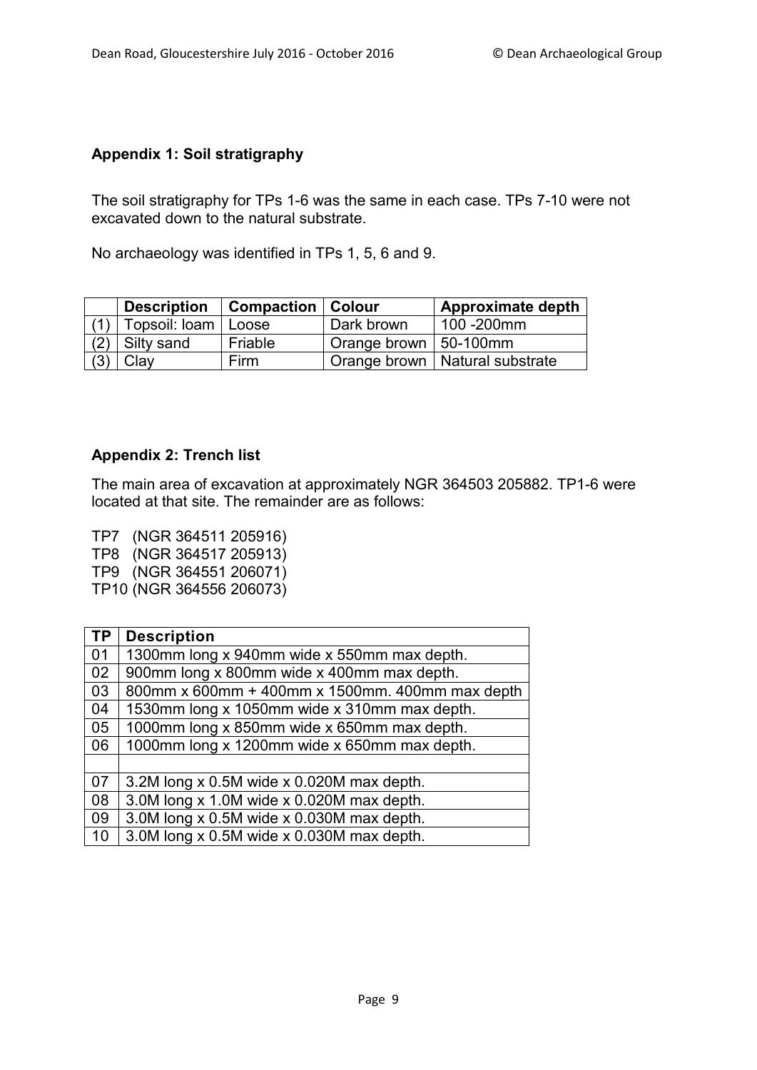## Appendix 1: Soil stratigraphy

The soil stratigraphy for TPs 1-6 was the same in each case. TPs 7-10 were not excavated down to the natural substrate.

No archaeology was identified in TPs 1, 5, 6 and 9.

| | Description | Compaction | Colour | Approximate depth |
|---|---|---|---|---|
| (1) | Topsoil: loam | Loose | Dark brown | 100 -200mm |
| (2) | Silty sand | Friable | Orange brown | 50-100mm |
| (3) | Clay | Firm | Orange brown | Natural substrate |

## Appendix 2: Trench list

The main area of excavation at approximately NGR 364503 205882. TP1-6 were located at that site. The remainder are as follows:

TP7 (NGR 364511 205916)
TP8 (NGR 364517 205913)
TP9 (NGR 364551 206071)
TP10 (NGR 364556 206073)

| TP | Description |
|---|---|
| 01 | 1300mm long x 940mm wide x 550mm max depth. |
| 02 | 900mm long x 800mm wide x 400mm max depth. |
| 03 | 800mm x 600mm + 400mm x 1500mm. 400mm max depth |
| 04 | 1530mm long x 1050mm wide x 310mm max depth. |
| 05 | 1000mm long x 850mm wide x 650mm max depth. |
| 06 | 1000mm long x 1200mm wide x 650mm max depth. |
| | |
| 07 | 3.2M long x 0.5M wide x 0.020M max depth. |
| 08 | 3.0M long x 1.0M wide x 0.020M max depth. |
| 09 | 3.0M long x 0.5M wide x 0.030M max depth. |
| 10 | 3.0M long x 0.5M wide x 0.030M max depth. |